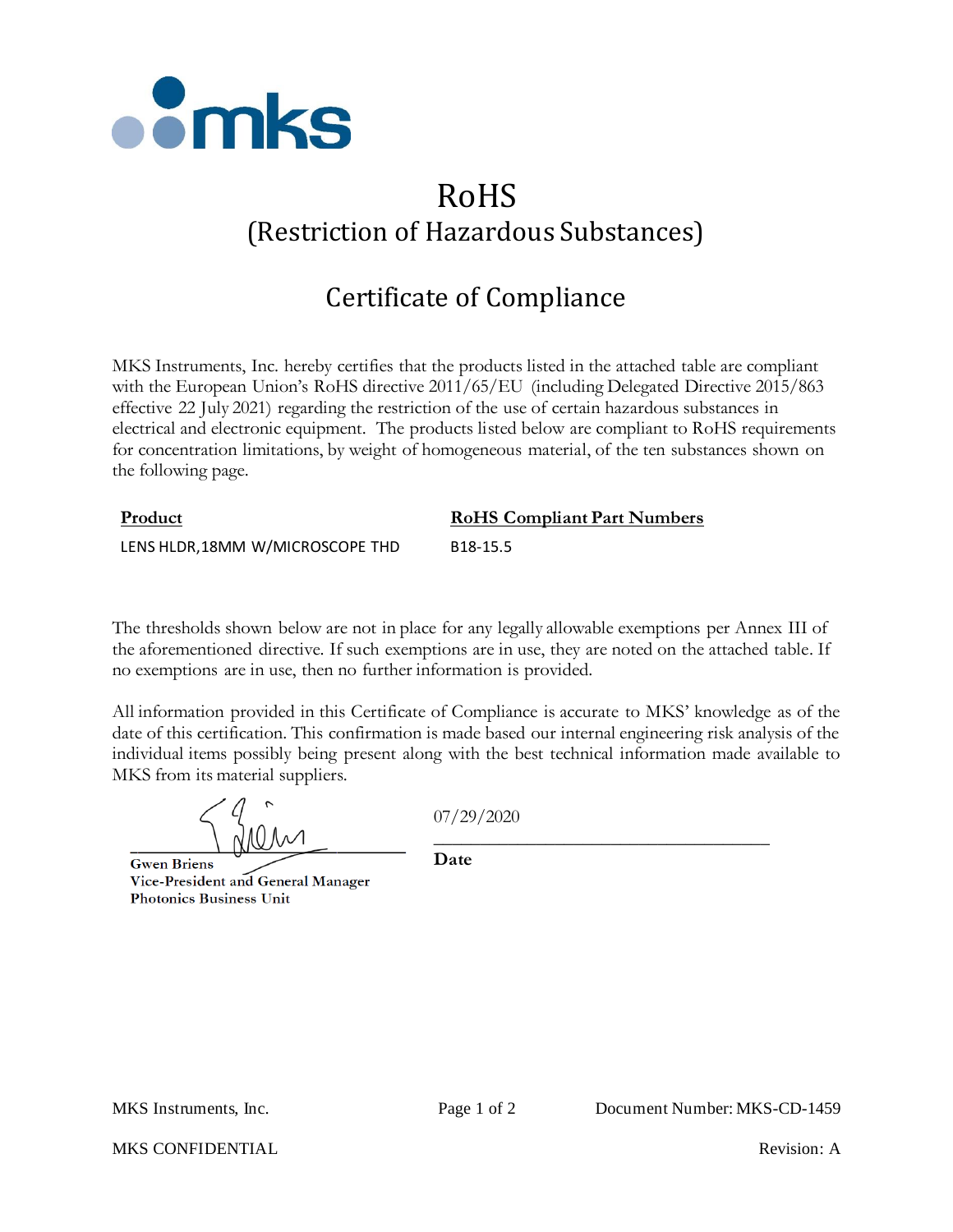# RoHS

## (Restriction of Hazardous Substances)

## Certificate of Compliance

MKS Instruments, Inc. hereby certifies that the products listed in the attached table are compliant with the European Union's RoHS directive 2011/65/EU (including Delegated Directive 2015/863 effective 22 July 2021) regarding the restriction of the use of certain hazardous substances in electrical and electronic equipment. The products listed below are compliant to RoHS requirements for concentration limitations, by weight of homogeneous material, of the ten substances shown on the following page.

| Product | RoHS Compliant Part Numbers |
|---|---|
| LENS HLDR,18MM W/MICROSCOPE THD | B18-15.5 |

The thresholds shown below are not in place for any legally allowable exemptions per Annex III of the aforementioned directive. If such exemptions are in use, they are noted on the attached table. If no exemptions are in use, then no further information is provided.

All information provided in this Certificate of Compliance is accurate to MKS' knowledge as of the date of this certification. This confirmation is made based our internal engineering risk analysis of the individual items possibly being present along with the best technical information made available to MKS from its material suppliers.

**Gwen Briens**
**Vice-President and General Manager**
**Photonics Business Unit**

07/29/2020
**Date**

MKS Instruments, Inc.

Document Number: MKS-CD-1459

MKS CONFIDENTIAL

Revision: A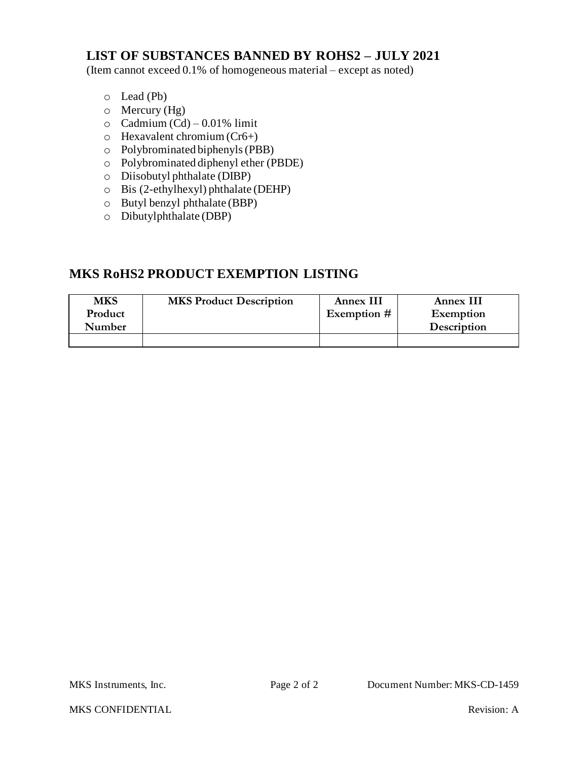## LIST OF SUBSTANCES BANNED BY ROHS2 – JULY 2021

(Item cannot exceed 0.1% of homogeneous material – except as noted)

- Lead (Pb)
- Mercury (Hg)
- Cadmium (Cd) – 0.01% limit
- Hexavalent chromium (Cr6+)
- Polybrominated biphenyls (PBB)
- Polybrominated diphenyl ether (PBDE)
- Diisobutyl phthalate (DIBP)
- Bis (2-ethylhexyl) phthalate (DEHP)
- Butyl benzyl phthalate (BBP)
- Dibutylphthalate (DBP)

## MKS RoHS2 PRODUCT EXEMPTION LISTING

| MKS Product Number | MKS Product Description | Annex III Exemption # | Annex III Exemption Description |
|---|---|---|---|
| | | | |

MKS CONFIDENTIAL

Revision: A